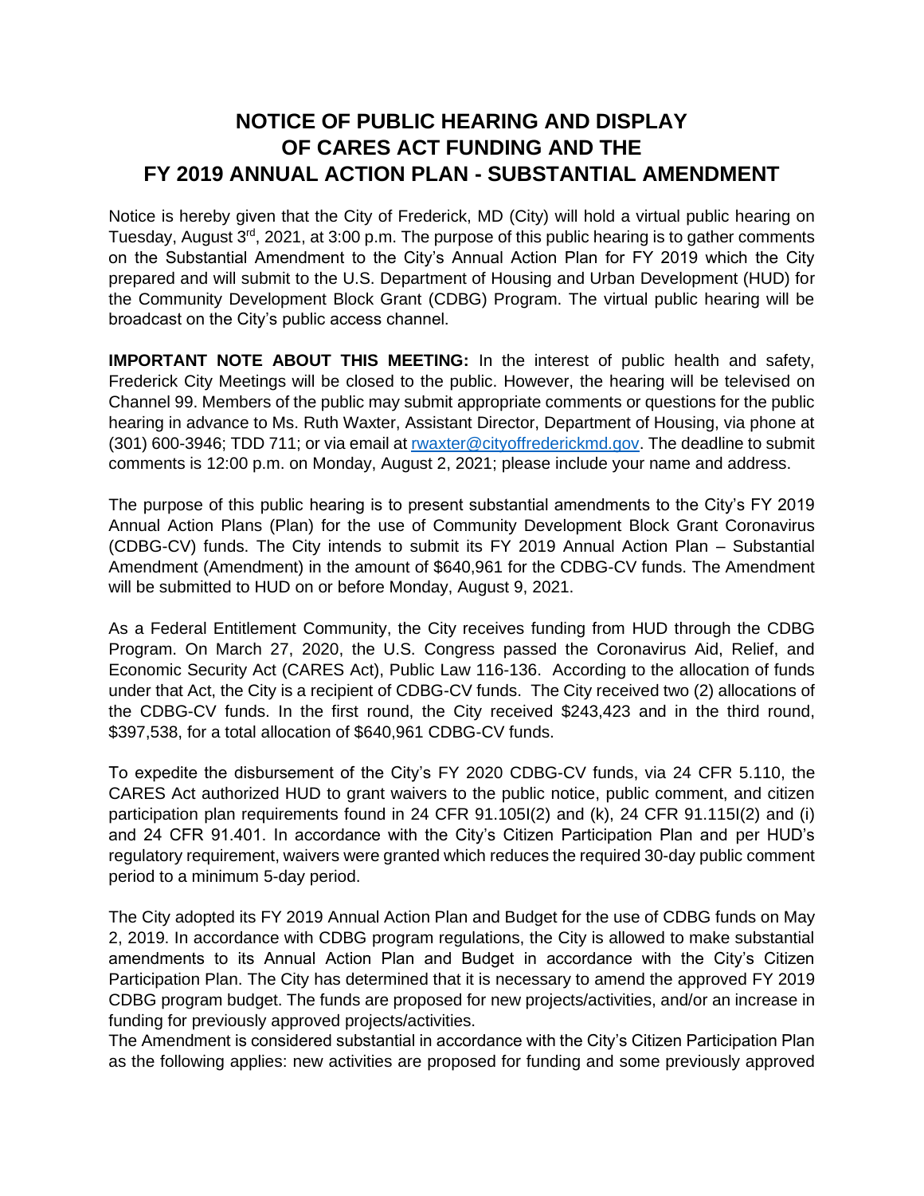# NOTICE OF PUBLIC HEARING AND DISPLAY OF CARES ACT FUNDING AND THE FY 2019 ANNUAL ACTION PLAN - SUBSTANTIAL AMENDMENT

Notice is hereby given that the City of Frederick, MD (City) will hold a virtual public hearing on Tuesday, August 3rd, 2021, at 3:00 p.m. The purpose of this public hearing is to gather comments on the Substantial Amendment to the City's Annual Action Plan for FY 2019 which the City prepared and will submit to the U.S. Department of Housing and Urban Development (HUD) for the Community Development Block Grant (CDBG) Program. The virtual public hearing will be broadcast on the City's public access channel.

**IMPORTANT NOTE ABOUT THIS MEETING:** In the interest of public health and safety, Frederick City Meetings will be closed to the public. However, the hearing will be televised on Channel 99. Members of the public may submit appropriate comments or questions for the public hearing in advance to Ms. Ruth Waxter, Assistant Director, Department of Housing, via phone at (301) 600-3946; TDD 711; or via email at rwaxter@cityoffrederickmd.gov. The deadline to submit comments is 12:00 p.m. on Monday, August 2, 2021; please include your name and address.

The purpose of this public hearing is to present substantial amendments to the City's FY 2019 Annual Action Plans (Plan) for the use of Community Development Block Grant Coronavirus (CDBG-CV) funds. The City intends to submit its FY 2019 Annual Action Plan – Substantial Amendment (Amendment) in the amount of $640,961 for the CDBG-CV funds. The Amendment will be submitted to HUD on or before Monday, August 9, 2021.

As a Federal Entitlement Community, the City receives funding from HUD through the CDBG Program. On March 27, 2020, the U.S. Congress passed the Coronavirus Aid, Relief, and Economic Security Act (CARES Act), Public Law 116-136. According to the allocation of funds under that Act, the City is a recipient of CDBG-CV funds. The City received two (2) allocations of the CDBG-CV funds. In the first round, the City received $243,423 and in the third round, $397,538, for a total allocation of $640,961 CDBG-CV funds.

To expedite the disbursement of the City's FY 2020 CDBG-CV funds, via 24 CFR 5.110, the CARES Act authorized HUD to grant waivers to the public notice, public comment, and citizen participation plan requirements found in 24 CFR 91.105I(2) and (k), 24 CFR 91.115I(2) and (i) and 24 CFR 91.401. In accordance with the City's Citizen Participation Plan and per HUD's regulatory requirement, waivers were granted which reduces the required 30-day public comment period to a minimum 5-day period.

The City adopted its FY 2019 Annual Action Plan and Budget for the use of CDBG funds on May 2, 2019. In accordance with CDBG program regulations, the City is allowed to make substantial amendments to its Annual Action Plan and Budget in accordance with the City's Citizen Participation Plan. The City has determined that it is necessary to amend the approved FY 2019 CDBG program budget. The funds are proposed for new projects/activities, and/or an increase in funding for previously approved projects/activities.

The Amendment is considered substantial in accordance with the City's Citizen Participation Plan as the following applies: new activities are proposed for funding and some previously approved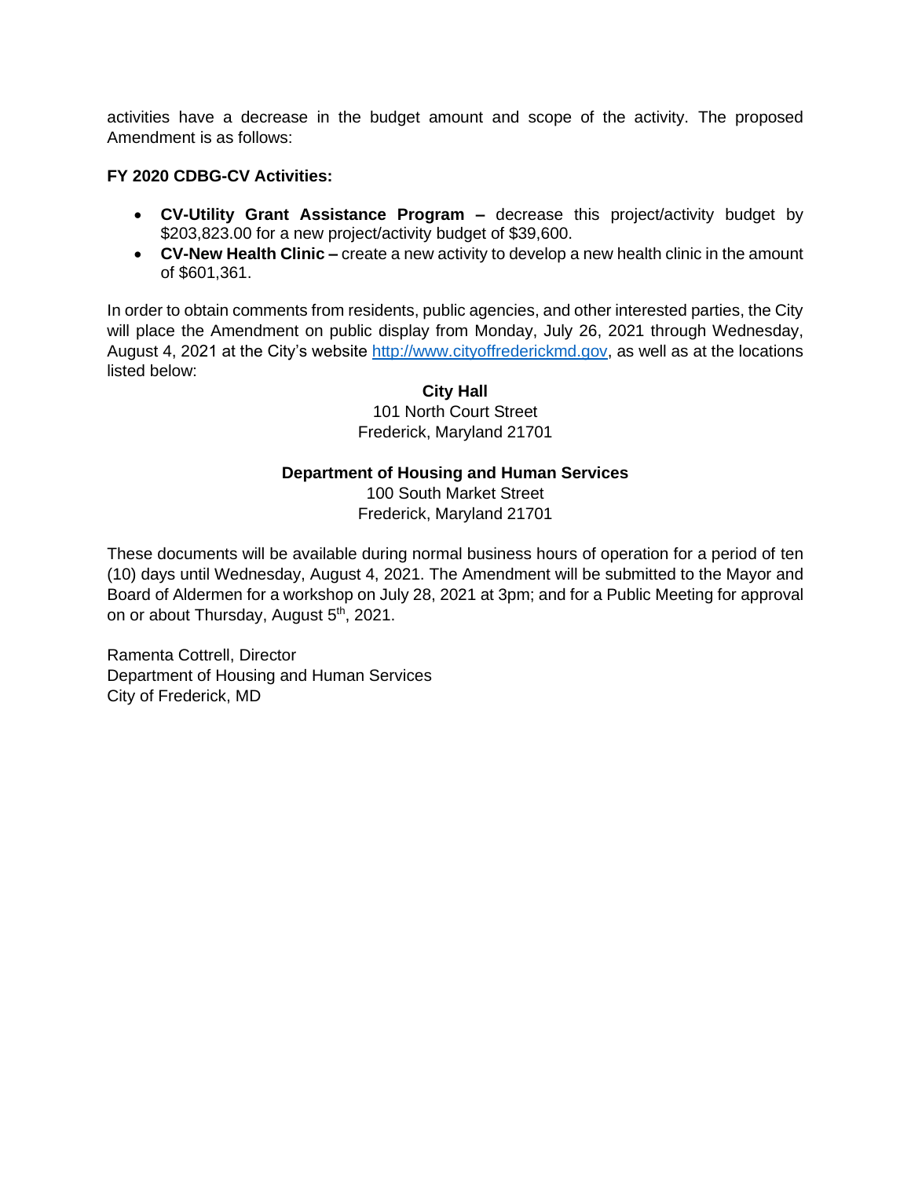activities have a decrease in the budget amount and scope of the activity. The proposed Amendment is as follows:

**FY 2020 CDBG-CV Activities:**

- **CV-Utility Grant Assistance Program –** decrease this project/activity budget by $203,823.00 for a new project/activity budget of $39,600.
- **CV-New Health Clinic –** create a new activity to develop a new health clinic in the amount of $601,361.

In order to obtain comments from residents, public agencies, and other interested parties, the City will place the Amendment on public display from Monday, July 26, 2021 through Wednesday, August 4, 2021 at the City's website http://www.cityoffrederickmd.gov, as well as at the locations listed below:

**City Hall**
101 North Court Street
Frederick, Maryland 21701

**Department of Housing and Human Services**
100 South Market Street
Frederick, Maryland 21701

These documents will be available during normal business hours of operation for a period of ten (10) days until Wednesday, August 4, 2021. The Amendment will be submitted to the Mayor and Board of Aldermen for a workshop on July 28, 2021 at 3pm; and for a Public Meeting for approval on or about Thursday, August 5th, 2021.

Ramenta Cottrell, Director
Department of Housing and Human Services
City of Frederick, MD